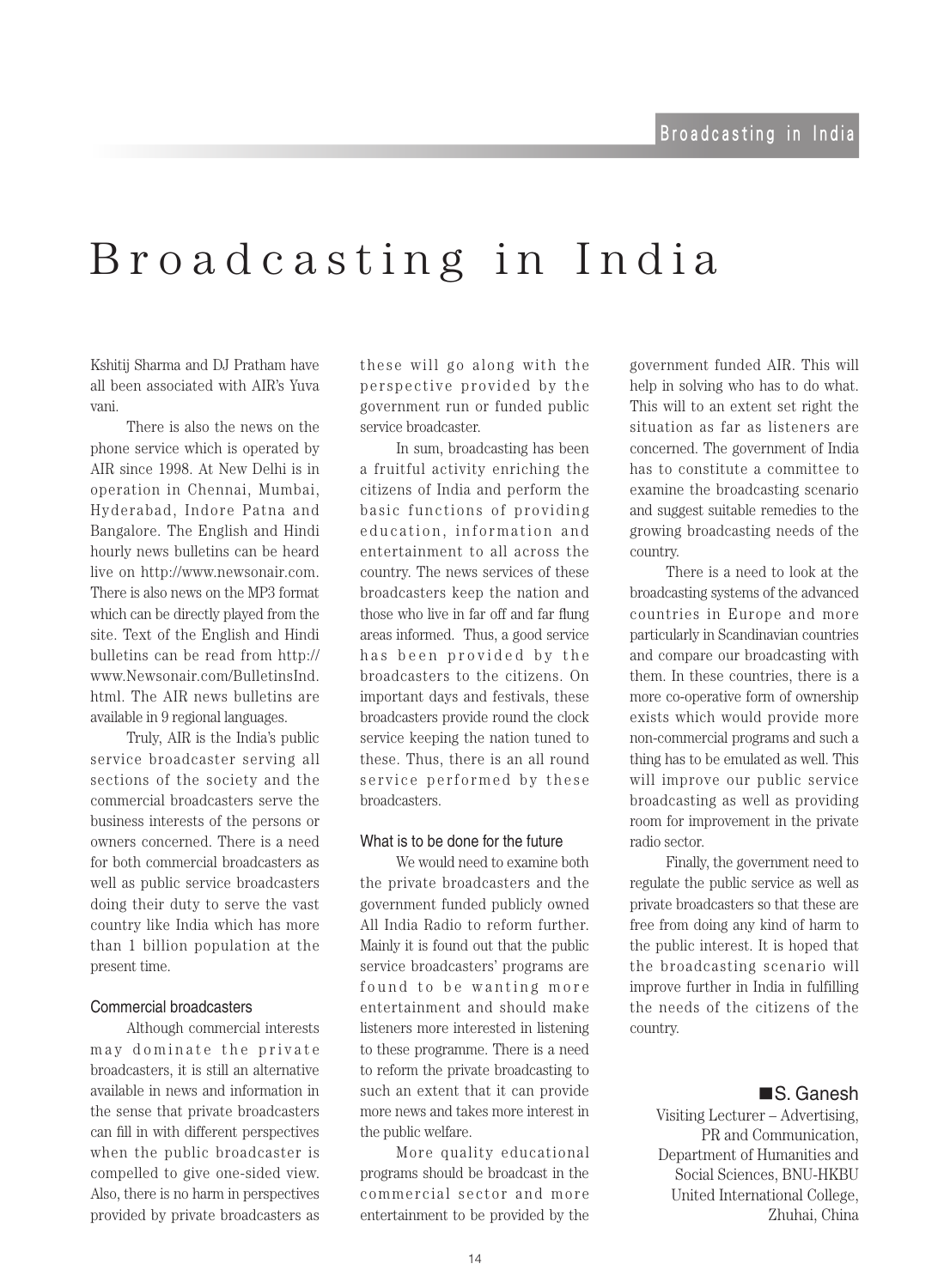# Broadcasting in India

Kshitij Sharma and DJ Pratham have all been associated with AIR's Yuva vani.

There is also the news on the phone service which is operated by AIR since 1998. At New Delhi is in operation in Chennai, Mumbai, Hyderabad, Indore Patna and Bangalore. The English and Hindi hourly news bulletins can be heard live on http://www.newsonair.com. There is also news on the MP3 format which can be directly played from the site. Text of the English and Hindi bulletins can be read from http://www.Newsonair.com/BulletinsInd.html. The AIR news bulletins are available in 9 regional languages.

Truly, AIR is the India's public service broadcaster serving all sections of the society and the commercial broadcasters serve the business interests of the persons or owners concerned. There is a need for both commercial broadcasters as well as public service broadcasters doing their duty to serve the vast country like India which has more than 1 billion population at the present time.

### Commercial broadcasters

Although commercial interests may dominate the private broadcasters, it is still an alternative available in news and information in the sense that private broadcasters can fill in with different perspectives when the public broadcaster is compelled to give one-sided view. Also, there is no harm in perspectives provided by private broadcasters as these will go along with the perspective provided by the government run or funded public service broadcaster.

In sum, broadcasting has been a fruitful activity enriching the citizens of India and perform the basic functions of providing education, information and entertainment to all across the country. The news services of these broadcasters keep the nation and those who live in far off and far flung areas informed. Thus, a good service has been provided by the broadcasters to the citizens. On important days and festivals, these broadcasters provide round the clock service keeping the nation tuned to these. Thus, there is an all round service performed by these broadcasters.

### What is to be done for the future

We would need to examine both the private broadcasters and the government funded publicly owned All India Radio to reform further. Mainly it is found out that the public service broadcasters' programs are found to be wanting more entertainment and should make listeners more interested in listening to these programme. There is a need to reform the private broadcasting to such an extent that it can provide more news and takes more interest in the public welfare.

More quality educational programs should be broadcast in the commercial sector and more entertainment to be provided by the government funded AIR. This will help in solving who has to do what. This will to an extent set right the situation as far as listeners are concerned. The government of India has to constitute a committee to examine the broadcasting scenario and suggest suitable remedies to the growing broadcasting needs of the country.

There is a need to look at the broadcasting systems of the advanced countries in Europe and more particularly in Scandinavian countries and compare our broadcasting with them. In these countries, there is a more co-operative form of ownership exists which would provide more non-commercial programs and such a thing has to be emulated as well. This will improve our public service broadcasting as well as providing room for improvement in the private radio sector.

Finally, the government need to regulate the public service as well as private broadcasters so that these are free from doing any kind of harm to the public interest. It is hoped that the broadcasting scenario will improve further in India in fulfilling the needs of the citizens of the country.

■S. Ganesh

Visiting Lecturer – Advertising, PR and Communication, Department of Humanities and Social Sciences, BNU-HKBU United International College, Zhuhai, China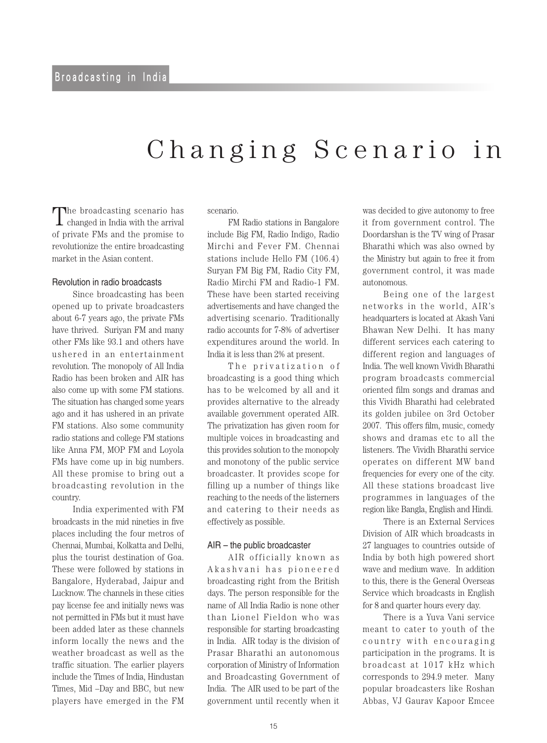# Changing Scenario in

The broadcasting scenario has changed in India with the arrival of private FMs and the promise to revolutionize the entire broadcasting market in the Asian content.

### Revolution in radio broadcasts

Since broadcasting has been opened up to private broadcasters about 6-7 years ago, the private FMs have thrived. Suriyan FM and many other FMs like 93.1 and others have ushered in an entertainment revolution. The monopoly of All India Radio has been broken and AIR has also come up with some FM stations. The situation has changed some years ago and it has ushered in an private FM stations. Also some community radio stations and college FM stations like Anna FM, MOP FM and Loyola FMs have come up in big numbers. All these promise to bring out a broadcasting revolution in the country.

India experimented with FM broadcasts in the mid nineties in five places including the four metros of Chennai, Mumbai, Kolkatta and Delhi, plus the tourist destination of Goa. These were followed by stations in Bangalore, Hyderabad, Jaipur and Lucknow. The channels in these cities pay license fee and initially news was not permitted in FMs but it must have been added later as these channels inform locally the news and the weather broadcast as well as the traffic situation. The earlier players include the Times of India, Hindustan Times, Mid –Day and BBC, but new players have emerged in the FM scenario.

FM Radio stations in Bangalore include Big FM, Radio Indigo, Radio Mirchi and Fever FM. Chennai stations include Hello FM (106.4) Suryan FM Big FM, Radio City FM, Radio Mirchi FM and Radio-1 FM. These have been started receiving advertisements and have changed the advertising scenario. Traditionally radio accounts for 7-8% of advertiser expenditures around the world. In India it is less than 2% at present.

The privatization of broadcasting is a good thing which has to be welcomed by all and it provides alternative to the already available government operated AIR. The privatization has given room for multiple voices in broadcasting and this provides solution to the monopoly and monotony of the public service broadcaster. It provides scope for filling up a number of things like reaching to the needs of the listerners and catering to their needs as effectively as possible.

### AIR – the public broadcaster

AIR officially known as Akashvani has pioneered broadcasting right from the British days. The person responsible for the name of All India Radio is none other than Lionel Fieldon who was responsible for starting broadcasting in India. AIR today is the division of Prasar Bharathi an autonomous corporation of Ministry of Information and Broadcasting Government of India. The AIR used to be part of the government until recently when it was decided to give autonomy to free it from government control. The Doordarshan is the TV wing of Prasar Bharathi which was also owned by the Ministry but again to free it from government control, it was made autonomous.

Being one of the largest networks in the world, AIR's headquarters is located at Akash Vani Bhawan New Delhi. It has many different services each catering to different region and languages of India. The well known Vividh Bharathi program broadcasts commercial oriented film songs and dramas and this Vividh Bharathi had celebrated its golden jubilee on 3rd October 2007. This offers film, music, comedy shows and dramas etc to all the listeners. The Vividh Bharathi service operates on different MW band frequencies for every one of the city. All these stations broadcast live programmes in languages of the region like Bangla, English and Hindi.

There is an External Services Division of AIR which broadcasts in 27 languages to countries outside of India by both high powered short wave and medium wave. In addition to this, there is the General Overseas Service which broadcasts in English for 8 and quarter hours every day.

There is a Yuva Vani service meant to cater to youth of the country with encouraging participation in the programs. It is broadcast at 1017 kHz which corresponds to 294.9 meter. Many popular broadcasters like Roshan Abbas, VJ Gaurav Kapoor Emcee